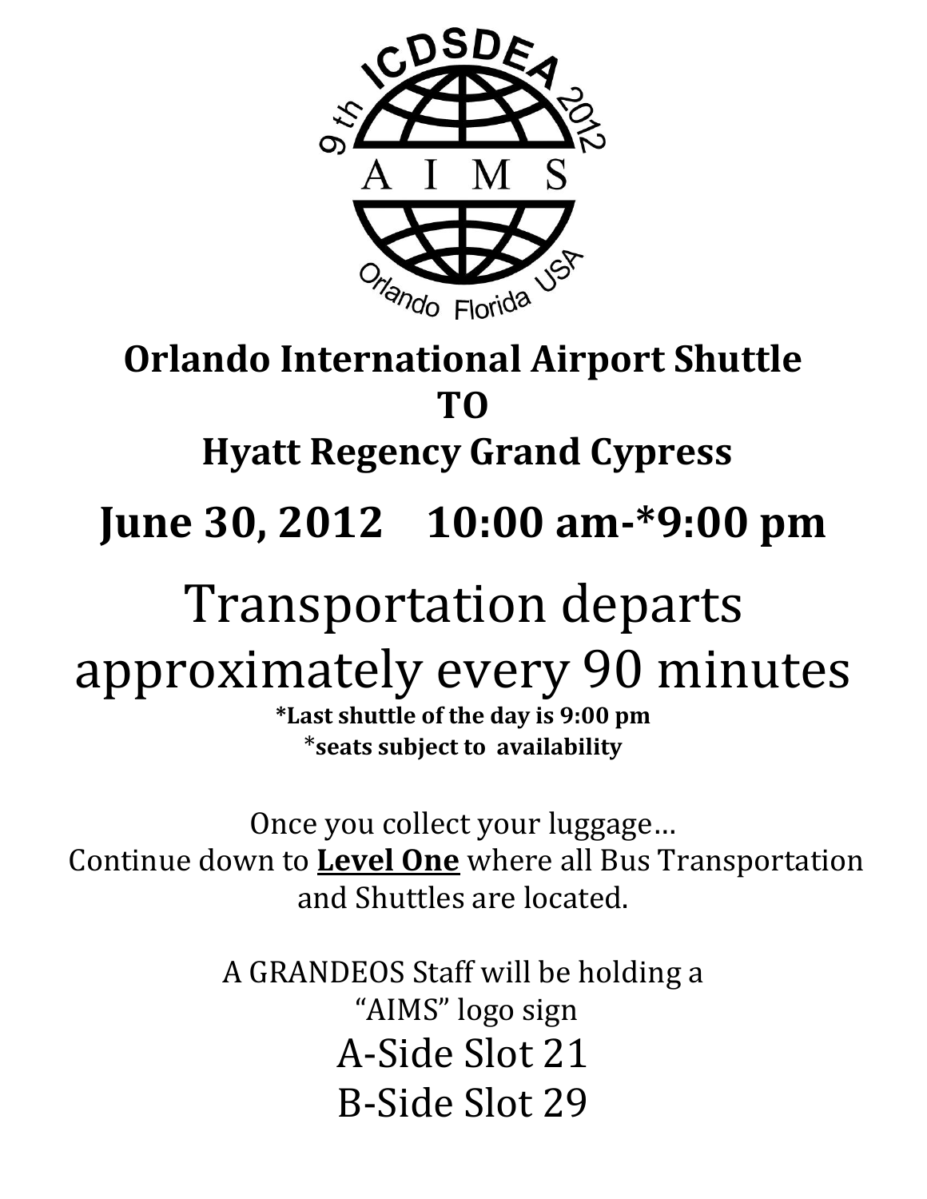# Orlando International Airport Shuttle
# TO
# Hyatt Regency Grand Cypress

## June 30, 2012    10:00 am-*9:00 pm

# Transportation departs approximately every 90 minutes

**\*Last shuttle of the day is 9:00 pm**
**\*seats subject to availability**

Once you collect your luggage…
Continue down to **<u>Level One</u>** where all Bus Transportation and Shuttles are located.

A GRANDEOS Staff will be holding a "AIMS" logo sign

A-Side Slot 21

B-Side Slot 29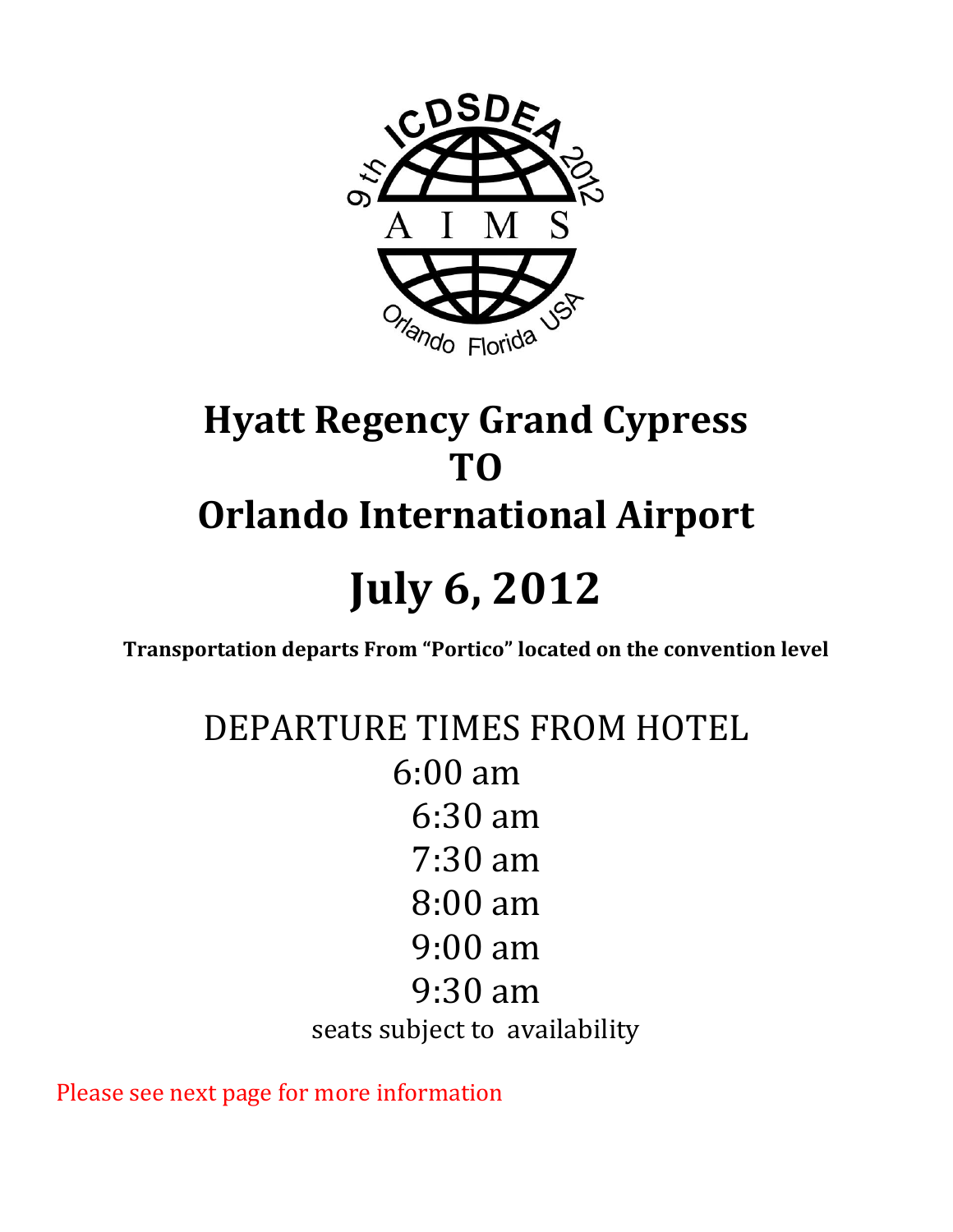# Hyatt Regency Grand Cypress
# TO
# Orlando International Airport

# July 6, 2012

**Transportation departs From "Portico" located on the convention level**

DEPARTURE TIMES FROM HOTEL

6:00 am

6:30 am

7:30 am

8:00 am

9:00 am

9:30 am

seats subject to availability

Please see next page for more information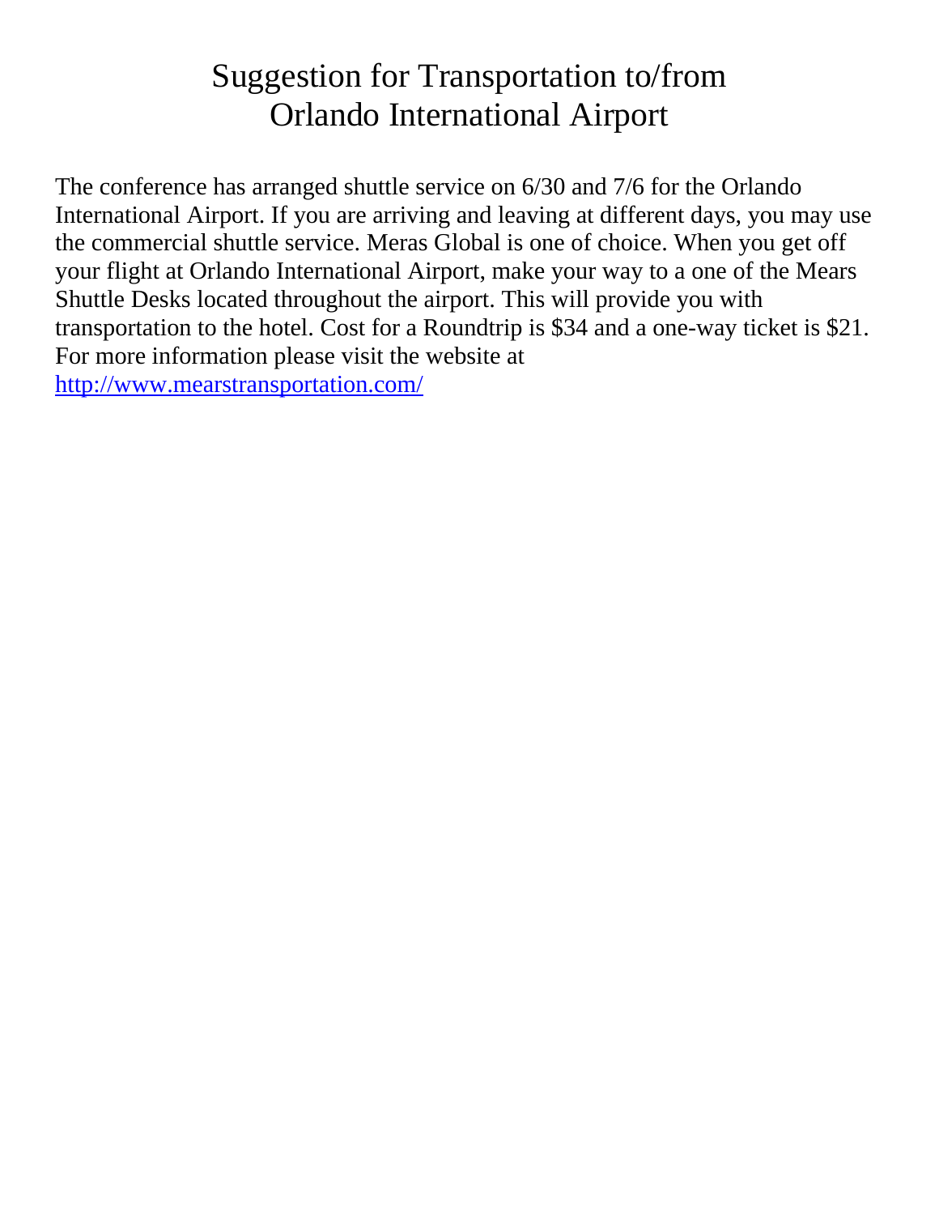# Suggestion for Transportation to/from Orlando International Airport

The conference has arranged shuttle service on 6/30 and 7/6 for the Orlando International Airport. If you are arriving and leaving at different days, you may use the commercial shuttle service. Meras Global is one of choice. When you get off your flight at Orlando International Airport, make your way to a one of the Mears Shuttle Desks located throughout the airport. This will provide you with transportation to the hotel. Cost for a Roundtrip is $34 and a one-way ticket is $21. For more information please visit the website at http://www.mearstransportation.com/